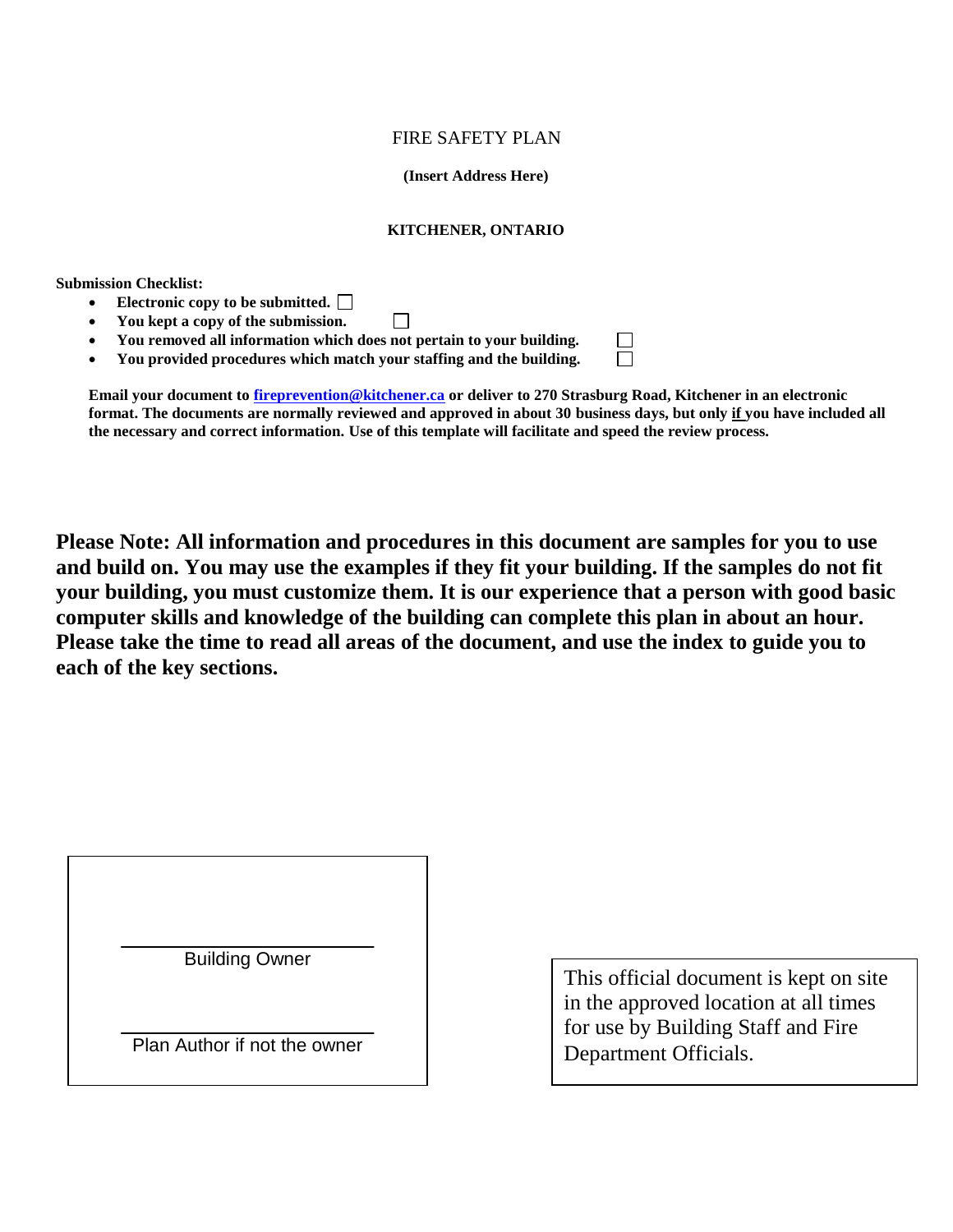# FIRE SAFETY PLAN

**(Insert Address Here)**

**KITCHENER, ONTARIO**

**Submission Checklist:**

- **Electronic copy to be submitted.** ☐
- **You kept a copy of the submission.** ☐
- **You removed all information which does not pertain to your building.** ☐
- **You provided procedures which match your staffing and the building.** ☐

**Email your document to [fireprevention@kitchener.ca](mailto:fireprevention@kitchener.ca) or deliver to 270 Strasburg Road, Kitchener in an electronic format. The documents are normally reviewed and approved in about 30 business days, but only <u>if</u> you have included all the necessary and correct information. Use of this template will facilitate and speed the review process.**

**Please Note: All information and procedures in this document are samples for you to use and build on. You may use the examples if they fit your building. If the samples do not fit your building, you must customize them. It is our experience that a person with good basic computer skills and knowledge of the building can complete this plan in about an hour. Please take the time to read all areas of the document, and use the index to guide you to each of the key sections.**

\_\_\_\_\_\_\_\_\_\_\_\_\_\_\_\_\_\_\_\_\_\_\_\_\_\_\_\_
Building Owner

\_\_\_\_\_\_\_\_\_\_\_\_\_\_\_\_\_\_\_\_\_\_\_\_\_\_\_\_
Plan Author if not the owner

This official document is kept on site in the approved location at all times for use by Building Staff and Fire Department Officials.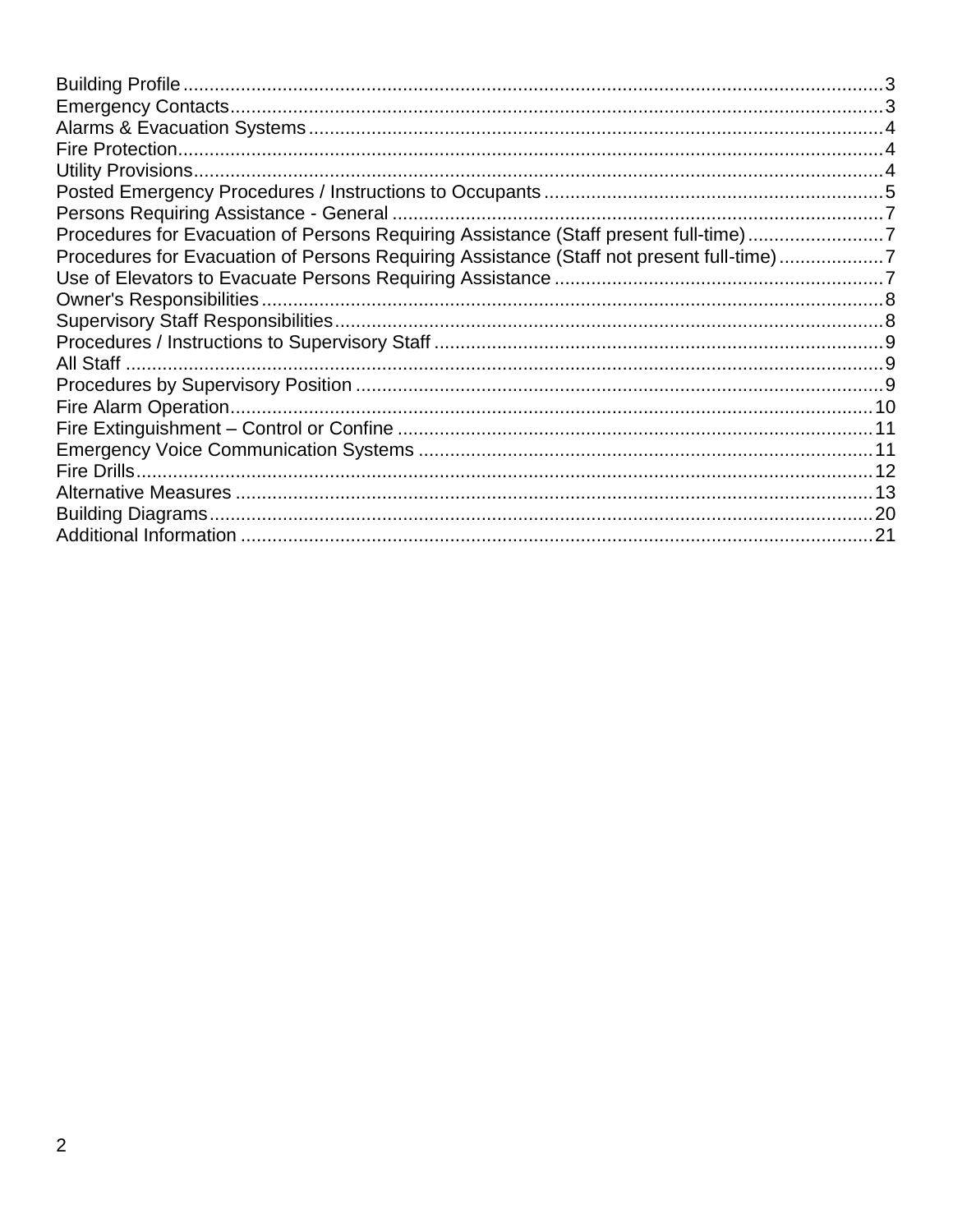Building Profile ..... 3
Emergency Contacts ..... 3
Alarms & Evacuation Systems ..... 4
Fire Protection ..... 4
Utility Provisions ..... 4
Posted Emergency Procedures / Instructions to Occupants ..... 5
Persons Requiring Assistance - General ..... 7
Procedures for Evacuation of Persons Requiring Assistance (Staff present full-time) ..... 7
Procedures for Evacuation of Persons Requiring Assistance (Staff not present full-time) ..... 7
Use of Elevators to Evacuate Persons Requiring Assistance ..... 7
Owner's Responsibilities ..... 8
Supervisory Staff Responsibilities ..... 8
Procedures / Instructions to Supervisory Staff ..... 9
All Staff ..... 9
Procedures by Supervisory Position ..... 9
Fire Alarm Operation ..... 10
Fire Extinguishment – Control or Confine ..... 11
Emergency Voice Communication Systems ..... 11
Fire Drills ..... 12
Alternative Measures ..... 13
Building Diagrams ..... 20
Additional Information ..... 21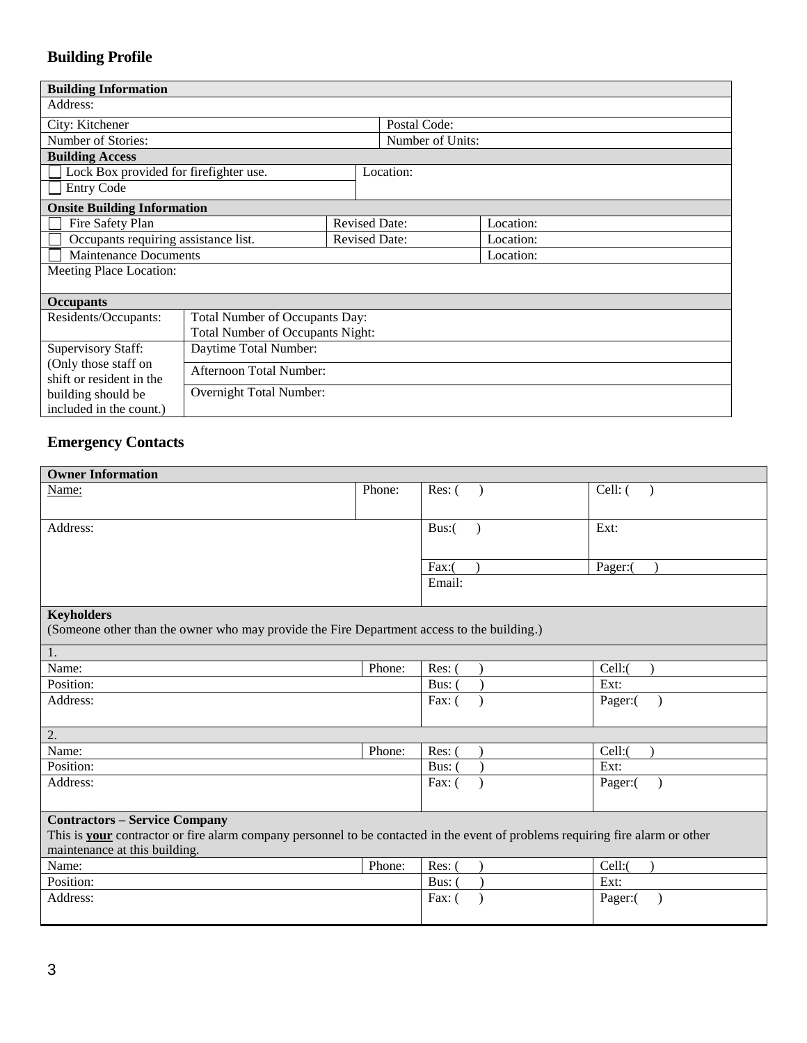## Building Profile

| **Building Information** | | | |
|---|---|---|---|
| Address: | | | |
| City: Kitchener | | Postal Code: | |
| Number of Stories: | | Number of Units: | |
| **Building Access** | | | |
| ☐ Lock Box provided for firefighter use. | | Location: | |
| ☐ Entry Code | | | |
| **Onsite Building Information** | | | |
| ☐ Fire Safety Plan | Revised Date: | Location: | |
| ☐ Occupants requiring assistance list. | Revised Date: | Location: | |
| ☐ Maintenance Documents | | Location: | |
| Meeting Place Location: | | | |
| **Occupants** | | | |
| Residents/Occupants: | Total Number of Occupants Day:<br>Total Number of Occupants Night: | | |
| Supervisory Staff:<br>(Only those staff on shift or resident in the building should be included in the count.) | Daytime Total Number: | | |
| | Afternoon Total Number: | | |
| | Overnight Total Number: | | |

## Emergency Contacts

| **Owner Information** | | | |
|---|---|---|---|
| <u>Name:</u> | Phone: | Res: ( ) | Cell: ( ) |
| Address: | | Bus:( ) | Ext: |
| | | Fax:( ) | Pager:( ) |
| | | Email: | |
| **Keyholders**<br>(Someone other than the owner who may provide the Fire Department access to the building.) | | | |
| 1. | | | |
| Name: | Phone: | Res: ( ) | Cell:( ) |
| Position: | | Bus: ( ) | Ext: |
| Address: | | Fax: ( ) | Pager:( ) |
| 2. | | | |
| Name: | Phone: | Res: ( ) | Cell:( ) |
| Position: | | Bus: ( ) | Ext: |
| Address: | | Fax: ( ) | Pager:( ) |
| **Contractors – Service Company**<br>This is <u>**your**</u> contractor or fire alarm company personnel to be contacted in the event of problems requiring fire alarm or other maintenance at this building. | | | |
| Name: | Phone: | Res: ( ) | Cell:( ) |
| Position: | | Bus: ( ) | Ext: |
| Address: | | Fax: ( ) | Pager:( ) |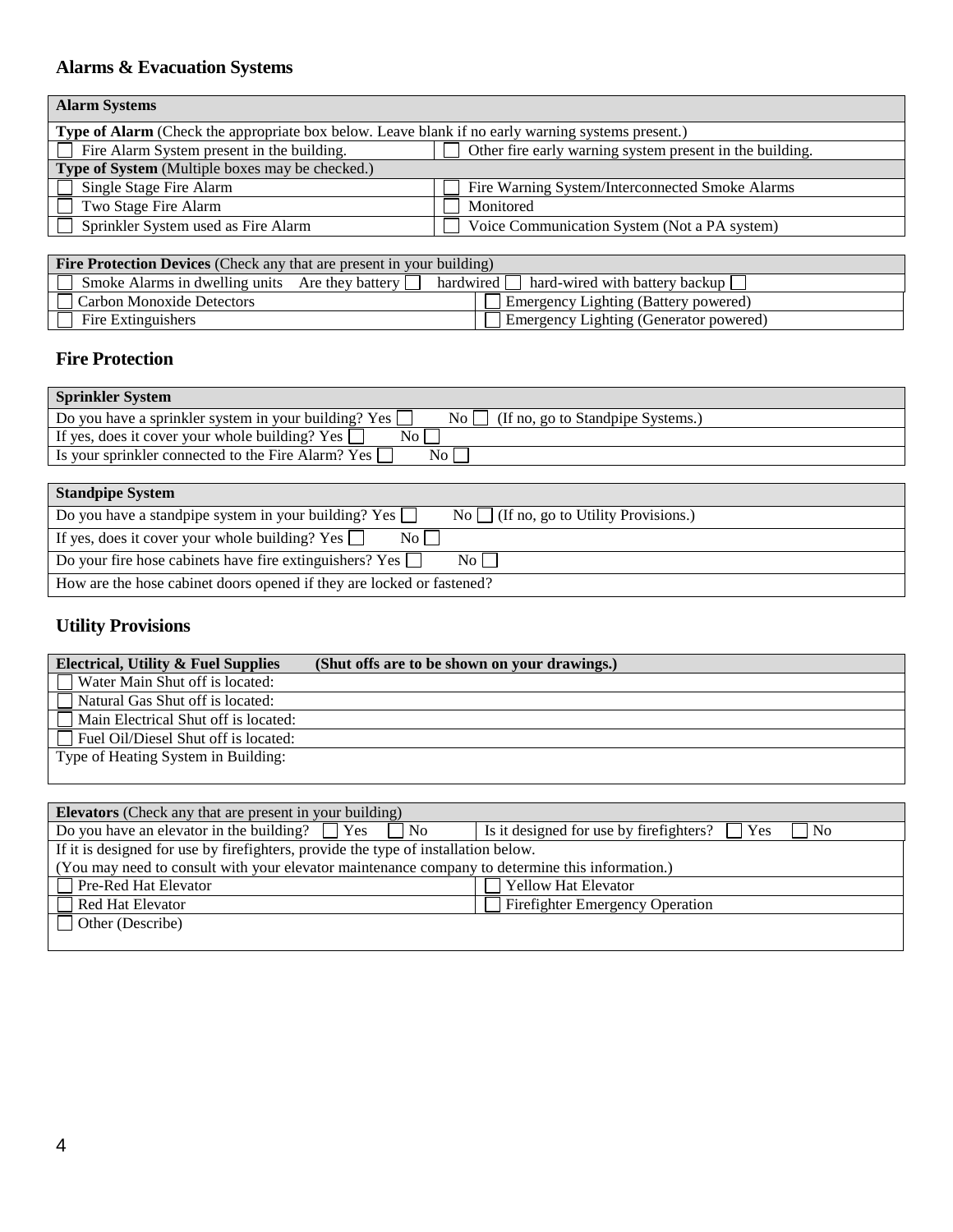## Alarms & Evacuation Systems

| **Alarm Systems** | |
|---|---|
| **Type of Alarm** (Check the appropriate box below. Leave blank if no early warning systems present.) | |
| ☐ Fire Alarm System present in the building. | ☐ Other fire early warning system present in the building. |
| **Type of System** (Multiple boxes may be checked.) | |
| ☐ Single Stage Fire Alarm | ☐ Fire Warning System/Interconnected Smoke Alarms |
| ☐ Two Stage Fire Alarm | ☐ Monitored |
| ☐ Sprinkler System used as Fire Alarm | ☐ Voice Communication System (Not a PA system) |

| **Fire Protection Devices** (Check any that are present in your building) | |
|---|---|
| ☐ Smoke Alarms in dwelling units Are they battery ☐ hardwired ☐ hard-wired with battery backup ☐ | |
| ☐ Carbon Monoxide Detectors | ☐ Emergency Lighting (Battery powered) |
| ☐ Fire Extinguishers | ☐ Emergency Lighting (Generator powered) |

## Fire Protection

| **Sprinkler System** |
|---|
| Do you have a sprinkler system in your building? Yes ☐ No ☐ (If no, go to Standpipe Systems.) |
| If yes, does it cover your whole building? Yes ☐ No ☐ |
| Is your sprinkler connected to the Fire Alarm? Yes ☐ No ☐ |

| **Standpipe System** |
|---|
| Do you have a standpipe system in your building? Yes ☐ No ☐ (If no, go to Utility Provisions.) |
| If yes, does it cover your whole building? Yes ☐ No ☐ |
| Do your fire hose cabinets have fire extinguishers? Yes ☐ No ☐ |
| How are the hose cabinet doors opened if they are locked or fastened? |

## Utility Provisions

| **Electrical, Utility & Fuel Supplies** **(Shut offs are to be shown on your drawings.)** |
|---|
| ☐ Water Main Shut off is located: |
| ☐ Natural Gas Shut off is located: |
| ☐ Main Electrical Shut off is located: |
| ☐ Fuel Oil/Diesel Shut off is located: |
| Type of Heating System in Building: |

| **Elevators** (Check any that are present in your building) | |
|---|---|
| Do you have an elevator in the building? ☐ Yes ☐ No | Is it designed for use by firefighters? ☐ Yes ☐ No |
| If it is designed for use by firefighters, provide the type of installation below. (You may need to consult with your elevator maintenance company to determine this information.) | |
| ☐ Pre-Red Hat Elevator | ☐ Yellow Hat Elevator |
| ☐ Red Hat Elevator | ☐ Firefighter Emergency Operation |
| ☐ Other (Describe) | |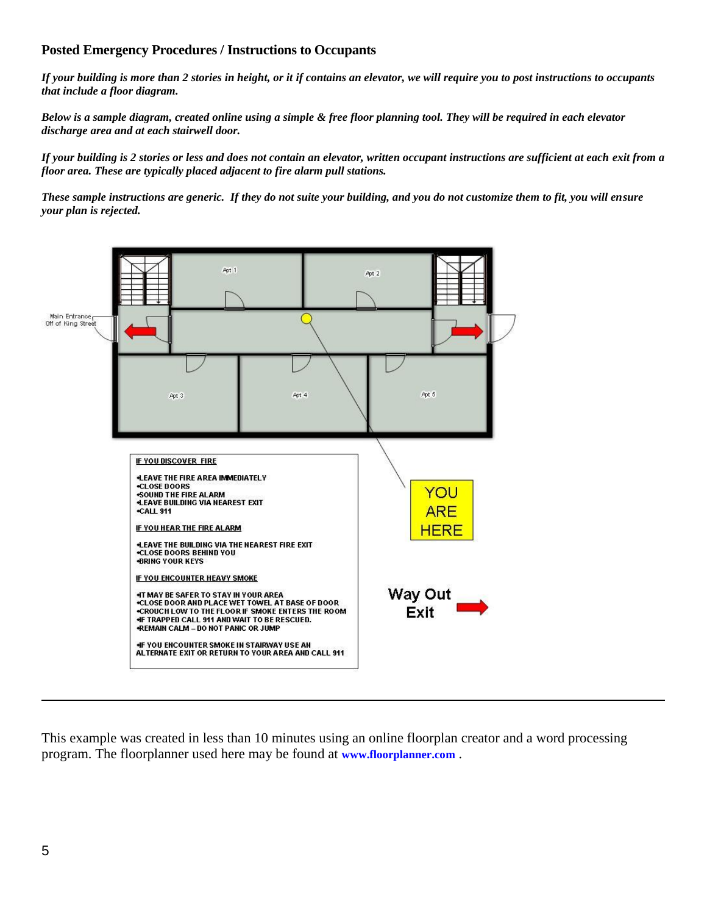## Posted Emergency Procedures / Instructions to Occupants

***If your building is more than 2 stories in height, or it if contains an elevator, we will require you to post instructions to occupants that include a floor diagram.***

***Below is a sample diagram, created online using a simple & free floor planning tool. They will be required in each elevator discharge area and at each stairwell door.***

***If your building is 2 stories or less and does not contain an elevator, written occupant instructions are sufficient at each exit from a floor area. These are typically placed adjacent to fire alarm pull stations.***

***These sample instructions are generic. If they do not suite your building, and you do not customize them to fit, you will ensure your plan is rejected.***

Main Entrance Off of King Street

Apt 1 | Apt 2 | Apt 3 | Apt 4 | Apt 5

**IF YOU DISCOVER FIRE**

- LEAVE THE FIRE AREA IMMEDIATELY
- CLOSE DOORS
- SOUND THE FIRE ALARM
- LEAVE BUILDING VIA NEAREST EXIT
- CALL 911

**IF YOU HEAR THE FIRE ALARM**

- LEAVE THE BUILDING VIA THE NEAREST FIRE EXIT
- CLOSE DOORS BEHIND YOU
- BRING YOUR KEYS

**IF YOU ENCOUNTER HEAVY SMOKE**

- IT MAY BE SAFER TO STAY IN YOUR AREA
- CLOSE DOOR AND PLACE WET TOWEL AT BASE OF DOOR
- CROUCH LOW TO THE FLOOR IF SMOKE ENTERS THE ROOM
- IF TRAPPED CALL 911 AND WAIT TO BE RESCUED.
- REMAIN CALM – DO NOT PANIC OR JUMP

- IF YOU ENCOUNTER SMOKE IN STAIRWAY USE AN ALTERNATE EXIT OR RETURN TO YOUR AREA AND CALL 911

YOU ARE HERE

Way Out Exit

---

This example was created in less than 10 minutes using an online floorplan creator and a word processing program. The floorplanner used here may be found at **www.floorplanner.com** .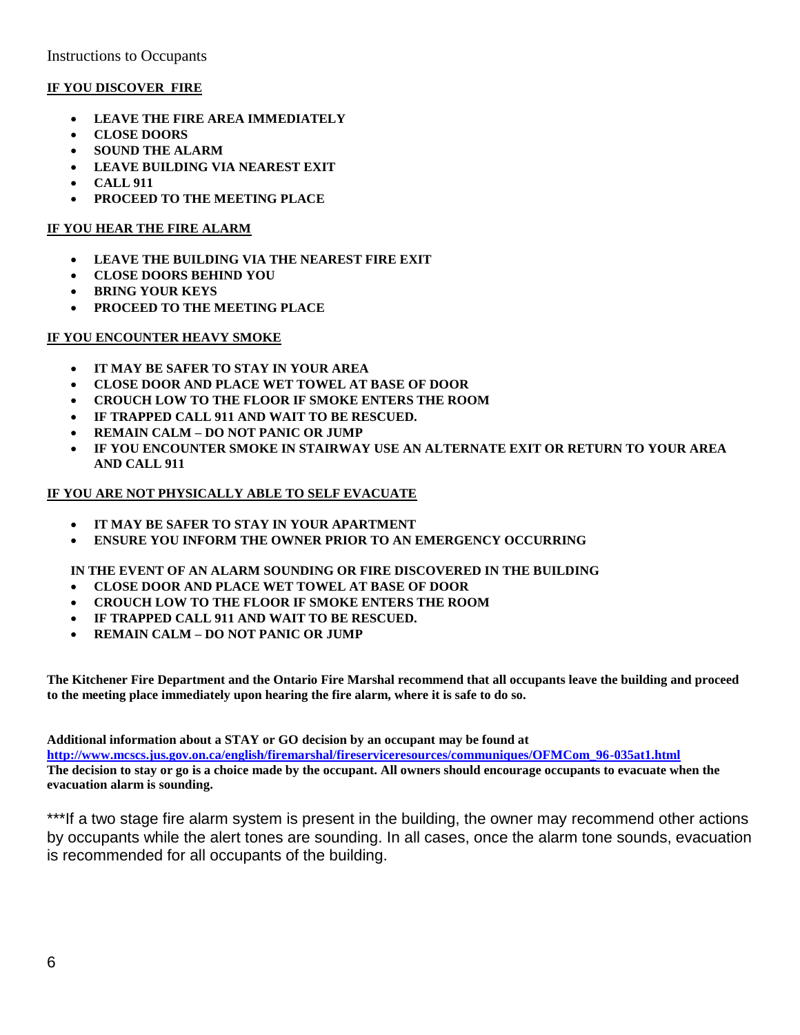Instructions to Occupants

**IF YOU DISCOVER FIRE**

- **LEAVE THE FIRE AREA IMMEDIATELY**
- **CLOSE DOORS**
- **SOUND THE ALARM**
- **LEAVE BUILDING VIA NEAREST EXIT**
- **CALL 911**
- **PROCEED TO THE MEETING PLACE**

**IF YOU HEAR THE FIRE ALARM**

- **LEAVE THE BUILDING VIA THE NEAREST FIRE EXIT**
- **CLOSE DOORS BEHIND YOU**
- **BRING YOUR KEYS**
- **PROCEED TO THE MEETING PLACE**

**IF YOU ENCOUNTER HEAVY SMOKE**

- **IT MAY BE SAFER TO STAY IN YOUR AREA**
- **CLOSE DOOR AND PLACE WET TOWEL AT BASE OF DOOR**
- **CROUCH LOW TO THE FLOOR IF SMOKE ENTERS THE ROOM**
- **IF TRAPPED CALL 911 AND WAIT TO BE RESCUED.**
- **REMAIN CALM – DO NOT PANIC OR JUMP**
- **IF YOU ENCOUNTER SMOKE IN STAIRWAY USE AN ALTERNATE EXIT OR RETURN TO YOUR AREA AND CALL 911**

**IF YOU ARE NOT PHYSICALLY ABLE TO SELF EVACUATE**

- **IT MAY BE SAFER TO STAY IN YOUR APARTMENT**
- **ENSURE YOU INFORM THE OWNER PRIOR TO AN EMERGENCY OCCURRING**

**IN THE EVENT OF AN ALARM SOUNDING OR FIRE DISCOVERED IN THE BUILDING**

- **CLOSE DOOR AND PLACE WET TOWEL AT BASE OF DOOR**
- **CROUCH LOW TO THE FLOOR IF SMOKE ENTERS THE ROOM**
- **IF TRAPPED CALL 911 AND WAIT TO BE RESCUED.**
- **REMAIN CALM – DO NOT PANIC OR JUMP**

**The Kitchener Fire Department and the Ontario Fire Marshal recommend that all occupants leave the building and proceed to the meeting place immediately upon hearing the fire alarm, where it is safe to do so.**

**Additional information about a STAY or GO decision by an occupant may be found at [http://www.mcscs.jus.gov.on.ca/english/firemarshal/fireserviceresources/communiques/OFMCom_96-035at1.html](http://www.mcscs.jus.gov.on.ca/english/firemarshal/fireserviceresources/communiques/OFMCom_96-035at1.html)**
**The decision to stay or go is a choice made by the occupant. All owners should encourage occupants to evacuate when the evacuation alarm is sounding.**

***If a two stage fire alarm system is present in the building, the owner may recommend other actions by occupants while the alert tones are sounding. In all cases, once the alarm tone sounds, evacuation is recommended for all occupants of the building.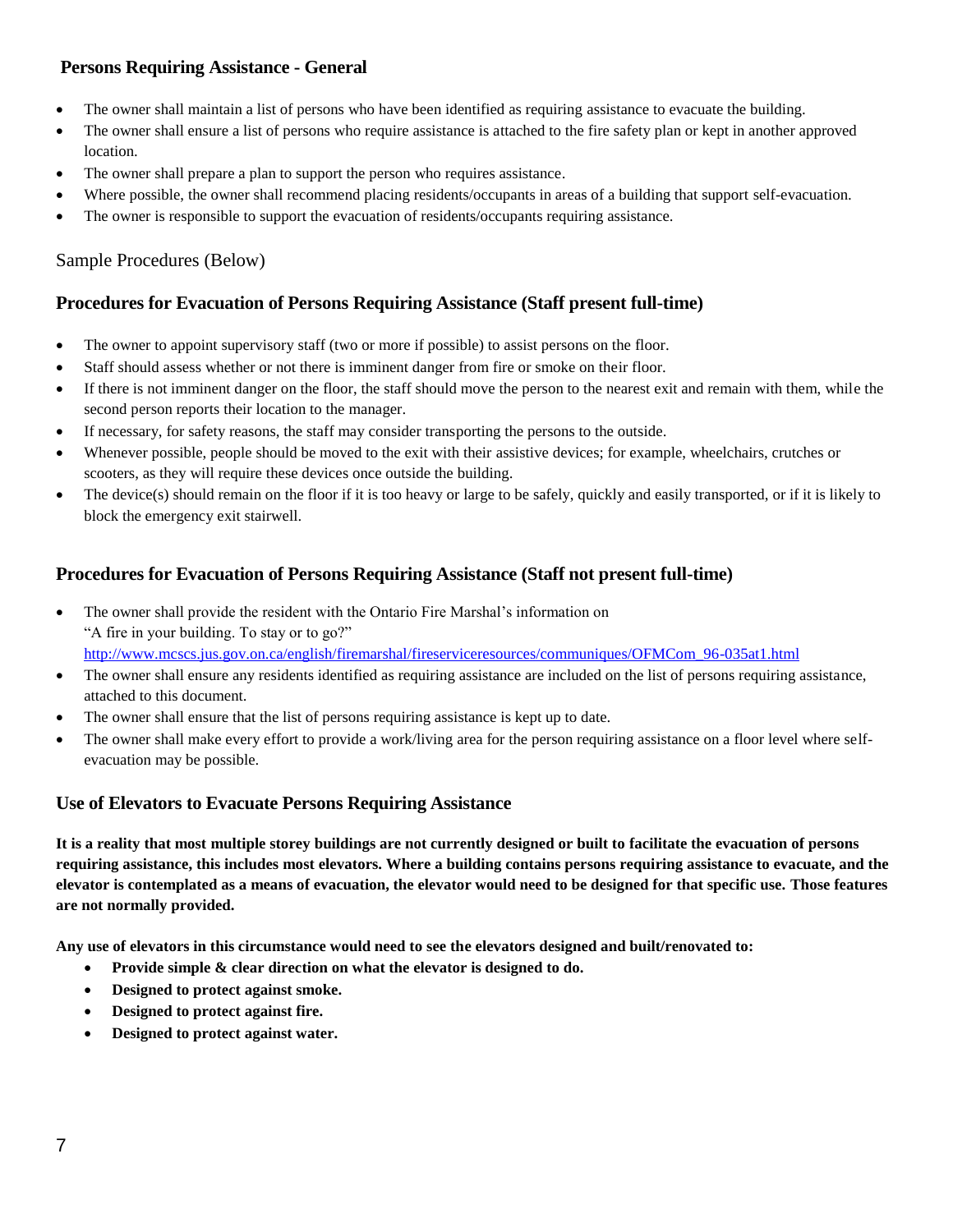## Persons Requiring Assistance - General

- The owner shall maintain a list of persons who have been identified as requiring assistance to evacuate the building.
- The owner shall ensure a list of persons who require assistance is attached to the fire safety plan or kept in another approved location.
- The owner shall prepare a plan to support the person who requires assistance.
- Where possible, the owner shall recommend placing residents/occupants in areas of a building that support self-evacuation.
- The owner is responsible to support the evacuation of residents/occupants requiring assistance.

Sample Procedures (Below)

### Procedures for Evacuation of Persons Requiring Assistance (Staff present full-time)

- The owner to appoint supervisory staff (two or more if possible) to assist persons on the floor.
- Staff should assess whether or not there is imminent danger from fire or smoke on their floor.
- If there is not imminent danger on the floor, the staff should move the person to the nearest exit and remain with them, while the second person reports their location to the manager.
- If necessary, for safety reasons, the staff may consider transporting the persons to the outside.
- Whenever possible, people should be moved to the exit with their assistive devices; for example, wheelchairs, crutches or scooters, as they will require these devices once outside the building.
- The device(s) should remain on the floor if it is too heavy or large to be safely, quickly and easily transported, or if it is likely to block the emergency exit stairwell.

### Procedures for Evacuation of Persons Requiring Assistance (Staff not present full-time)

- The owner shall provide the resident with the Ontario Fire Marshal's information on "A fire in your building. To stay or to go?" http://www.mcscs.jus.gov.on.ca/english/firemarshal/fireserviceresources/communiques/OFMCom_96-035at1.html
- The owner shall ensure any residents identified as requiring assistance are included on the list of persons requiring assistance, attached to this document.
- The owner shall ensure that the list of persons requiring assistance is kept up to date.
- The owner shall make every effort to provide a work/living area for the person requiring assistance on a floor level where self-evacuation may be possible.

### Use of Elevators to Evacuate Persons Requiring Assistance

**It is a reality that most multiple storey buildings are not currently designed or built to facilitate the evacuation of persons requiring assistance, this includes most elevators. Where a building contains persons requiring assistance to evacuate, and the elevator is contemplated as a means of evacuation, the elevator would need to be designed for that specific use. Those features are not normally provided.**

**Any use of elevators in this circumstance would need to see the elevators designed and built/renovated to:**

- **Provide simple & clear direction on what the elevator is designed to do.**
- **Designed to protect against smoke.**
- **Designed to protect against fire.**
- **Designed to protect against water.**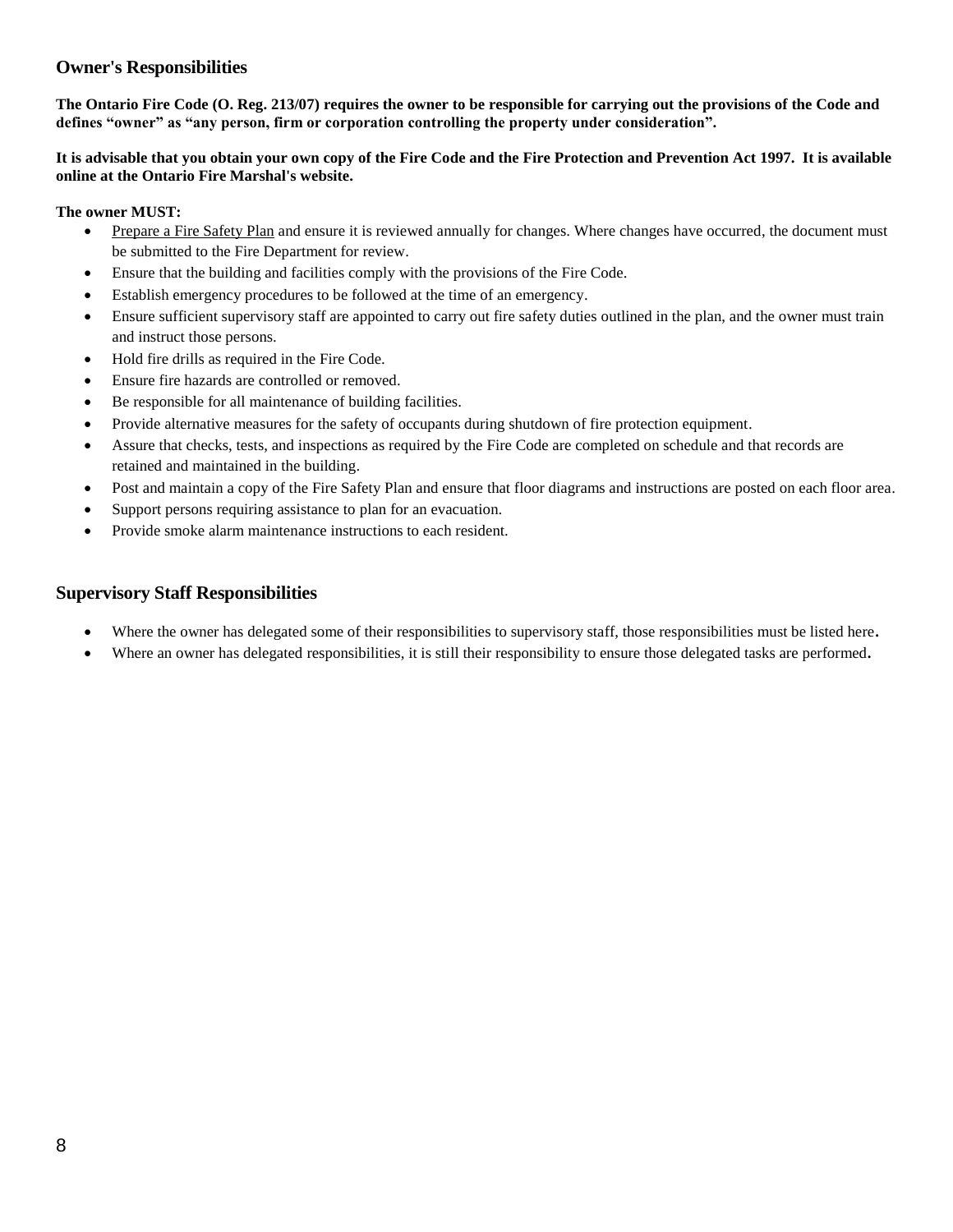## Owner's Responsibilities

**The Ontario Fire Code (O. Reg. 213/07) requires the owner to be responsible for carrying out the provisions of the Code and defines "owner" as "any person, firm or corporation controlling the property under consideration".**

**It is advisable that you obtain your own copy of the Fire Code and the Fire Protection and Prevention Act 1997. It is available online at the Ontario Fire Marshal's website.**

**The owner MUST:**

- Prepare a Fire Safety Plan and ensure it is reviewed annually for changes. Where changes have occurred, the document must be submitted to the Fire Department for review.
- Ensure that the building and facilities comply with the provisions of the Fire Code.
- Establish emergency procedures to be followed at the time of an emergency.
- Ensure sufficient supervisory staff are appointed to carry out fire safety duties outlined in the plan, and the owner must train and instruct those persons.
- Hold fire drills as required in the Fire Code.
- Ensure fire hazards are controlled or removed.
- Be responsible for all maintenance of building facilities.
- Provide alternative measures for the safety of occupants during shutdown of fire protection equipment.
- Assure that checks, tests, and inspections as required by the Fire Code are completed on schedule and that records are retained and maintained in the building.
- Post and maintain a copy of the Fire Safety Plan and ensure that floor diagrams and instructions are posted on each floor area.
- Support persons requiring assistance to plan for an evacuation.
- Provide smoke alarm maintenance instructions to each resident.

## Supervisory Staff Responsibilities

- Where the owner has delegated some of their responsibilities to supervisory staff, those responsibilities must be listed here.
- Where an owner has delegated responsibilities, it is still their responsibility to ensure those delegated tasks are performed.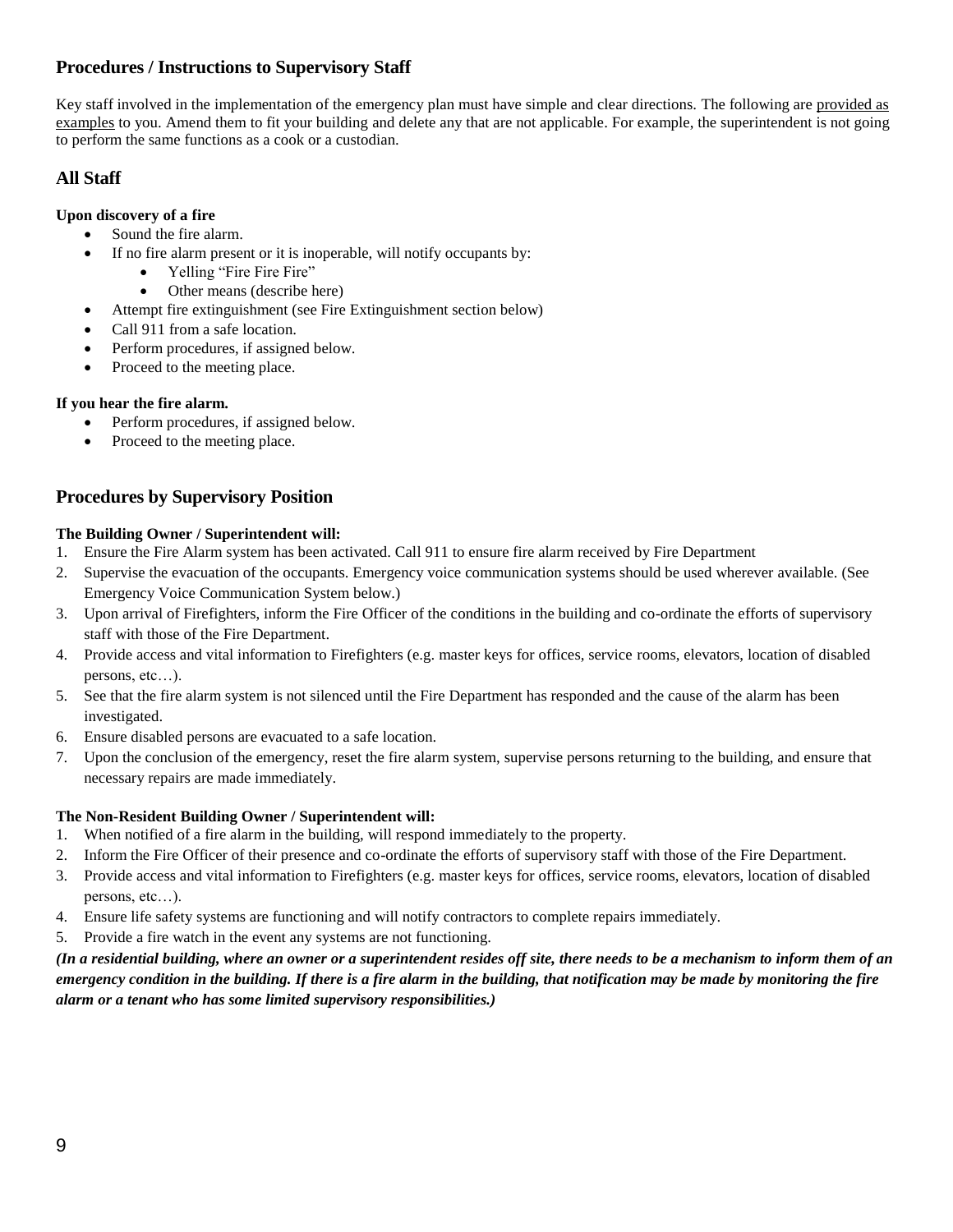## Procedures / Instructions to Supervisory Staff

Key staff involved in the implementation of the emergency plan must have simple and clear directions. The following are <u>provided as examples</u> to you. Amend them to fit your building and delete any that are not applicable. For example, the superintendent is not going to perform the same functions as a cook or a custodian.

## All Staff

**Upon discovery of a fire**

- Sound the fire alarm.
- If no fire alarm present or it is inoperable, will notify occupants by:
  - Yelling "Fire Fire Fire"
  - Other means (describe here)
- Attempt fire extinguishment (see Fire Extinguishment section below)
- Call 911 from a safe location.
- Perform procedures, if assigned below.
- Proceed to the meeting place.

**If you hear the fire alarm.**

- Perform procedures, if assigned below.
- Proceed to the meeting place.

## Procedures by Supervisory Position

**The Building Owner / Superintendent will:**

1. Ensure the Fire Alarm system has been activated. Call 911 to ensure fire alarm received by Fire Department
2. Supervise the evacuation of the occupants. Emergency voice communication systems should be used wherever available. (See Emergency Voice Communication System below.)
3. Upon arrival of Firefighters, inform the Fire Officer of the conditions in the building and co-ordinate the efforts of supervisory staff with those of the Fire Department.
4. Provide access and vital information to Firefighters (e.g. master keys for offices, service rooms, elevators, location of disabled persons, etc…).
5. See that the fire alarm system is not silenced until the Fire Department has responded and the cause of the alarm has been investigated.
6. Ensure disabled persons are evacuated to a safe location.
7. Upon the conclusion of the emergency, reset the fire alarm system, supervise persons returning to the building, and ensure that necessary repairs are made immediately.

**The Non-Resident Building Owner / Superintendent will:**

1. When notified of a fire alarm in the building, will respond immediately to the property.
2. Inform the Fire Officer of their presence and co-ordinate the efforts of supervisory staff with those of the Fire Department.
3. Provide access and vital information to Firefighters (e.g. master keys for offices, service rooms, elevators, location of disabled persons, etc…).
4. Ensure life safety systems are functioning and will notify contractors to complete repairs immediately.
5. Provide a fire watch in the event any systems are not functioning.

***(In a residential building, where an owner or a superintendent resides off site, there needs to be a mechanism to inform them of an emergency condition in the building. If there is a fire alarm in the building, that notification may be made by monitoring the fire alarm or a tenant who has some limited supervisory responsibilities.)***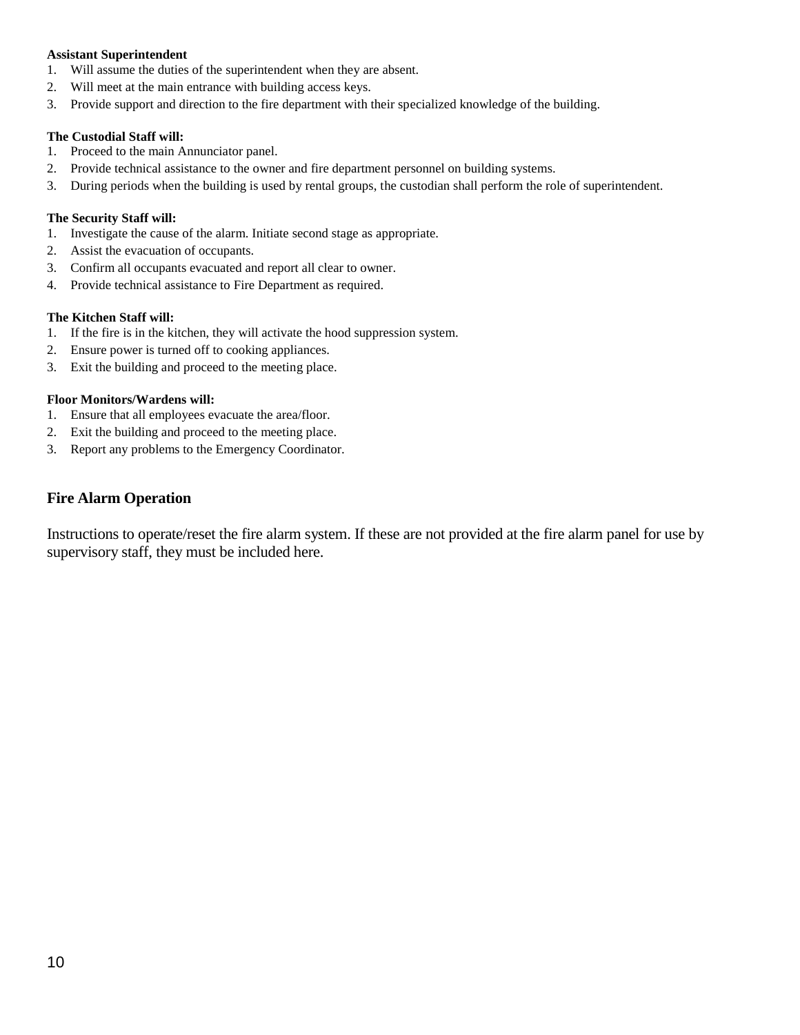**Assistant Superintendent**

1. Will assume the duties of the superintendent when they are absent.
2. Will meet at the main entrance with building access keys.
3. Provide support and direction to the fire department with their specialized knowledge of the building.

**The Custodial Staff will:**

1. Proceed to the main Annunciator panel.
2. Provide technical assistance to the owner and fire department personnel on building systems.
3. During periods when the building is used by rental groups, the custodian shall perform the role of superintendent.

**The Security Staff will:**

1. Investigate the cause of the alarm. Initiate second stage as appropriate.
2. Assist the evacuation of occupants.
3. Confirm all occupants evacuated and report all clear to owner.
4. Provide technical assistance to Fire Department as required.

**The Kitchen Staff will:**

1. If the fire is in the kitchen, they will activate the hood suppression system.
2. Ensure power is turned off to cooking appliances.
3. Exit the building and proceed to the meeting place.

**Floor Monitors/Wardens will:**

1. Ensure that all employees evacuate the area/floor.
2. Exit the building and proceed to the meeting place.
3. Report any problems to the Emergency Coordinator.

## Fire Alarm Operation

Instructions to operate/reset the fire alarm system. If these are not provided at the fire alarm panel for use by supervisory staff, they must be included here.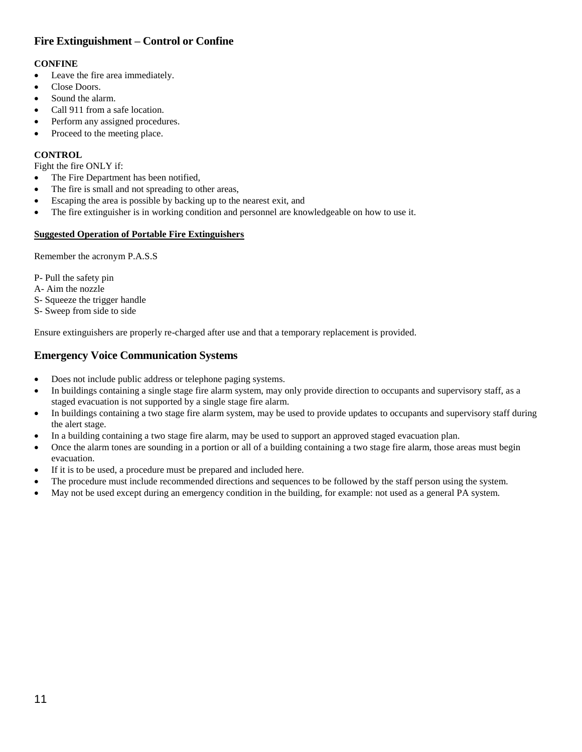## Fire Extinguishment – Control or Confine

**CONFINE**

- Leave the fire area immediately.
- Close Doors.
- Sound the alarm.
- Call 911 from a safe location.
- Perform any assigned procedures.
- Proceed to the meeting place.

**CONTROL**

Fight the fire ONLY if:

- The Fire Department has been notified,
- The fire is small and not spreading to other areas,
- Escaping the area is possible by backing up to the nearest exit, and
- The fire extinguisher is in working condition and personnel are knowledgeable on how to use it.

**Suggested Operation of Portable Fire Extinguishers**

Remember the acronym P.A.S.S

P- Pull the safety pin
A- Aim the nozzle
S- Squeeze the trigger handle
S- Sweep from side to side

Ensure extinguishers are properly re-charged after use and that a temporary replacement is provided.

## Emergency Voice Communication Systems

- Does not include public address or telephone paging systems.
- In buildings containing a single stage fire alarm system, may only provide direction to occupants and supervisory staff, as a staged evacuation is not supported by a single stage fire alarm.
- In buildings containing a two stage fire alarm system, may be used to provide updates to occupants and supervisory staff during the alert stage.
- In a building containing a two stage fire alarm, may be used to support an approved staged evacuation plan.
- Once the alarm tones are sounding in a portion or all of a building containing a two stage fire alarm, those areas must begin evacuation.
- If it is to be used, a procedure must be prepared and included here.
- The procedure must include recommended directions and sequences to be followed by the staff person using the system.
- May not be used except during an emergency condition in the building, for example: not used as a general PA system.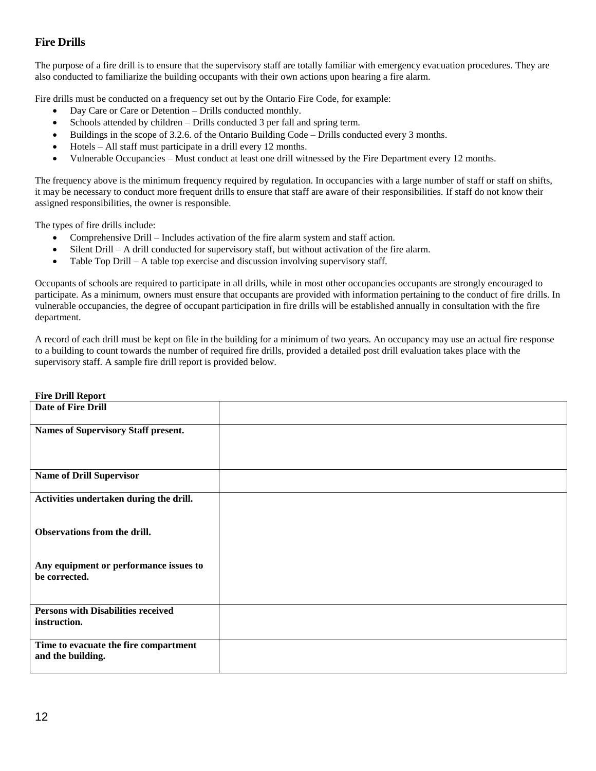## Fire Drills

The purpose of a fire drill is to ensure that the supervisory staff are totally familiar with emergency evacuation procedures. They are also conducted to familiarize the building occupants with their own actions upon hearing a fire alarm.

Fire drills must be conducted on a frequency set out by the Ontario Fire Code, for example:

- Day Care or Care or Detention – Drills conducted monthly.
- Schools attended by children – Drills conducted 3 per fall and spring term.
- Buildings in the scope of 3.2.6. of the Ontario Building Code – Drills conducted every 3 months.
- Hotels – All staff must participate in a drill every 12 months.
- Vulnerable Occupancies – Must conduct at least one drill witnessed by the Fire Department every 12 months.

The frequency above is the minimum frequency required by regulation. In occupancies with a large number of staff or staff on shifts, it may be necessary to conduct more frequent drills to ensure that staff are aware of their responsibilities. If staff do not know their assigned responsibilities, the owner is responsible.

The types of fire drills include:

- Comprehensive Drill – Includes activation of the fire alarm system and staff action.
- Silent Drill – A drill conducted for supervisory staff, but without activation of the fire alarm.
- Table Top Drill – A table top exercise and discussion involving supervisory staff.

Occupants of schools are required to participate in all drills, while in most other occupancies occupants are strongly encouraged to participate. As a minimum, owners must ensure that occupants are provided with information pertaining to the conduct of fire drills. In vulnerable occupancies, the degree of occupant participation in fire drills will be established annually in consultation with the fire department.

A record of each drill must be kept on file in the building for a minimum of two years. An occupancy may use an actual fire response to a building to count towards the number of required fire drills, provided a detailed post drill evaluation takes place with the supervisory staff. A sample fire drill report is provided below.

**Fire Drill Report**

| | |
|---|---|
| **Date of Fire Drill** | |
| **Names of Supervisory Staff present.** | |
| **Name of Drill Supervisor** | |
| **Activities undertaken during the drill.**<br><br>**Observations from the drill.**<br><br>**Any equipment or performance issues to be corrected.** | |
| **Persons with Disabilities received instruction.** | |
| **Time to evacuate the fire compartment and the building.** | |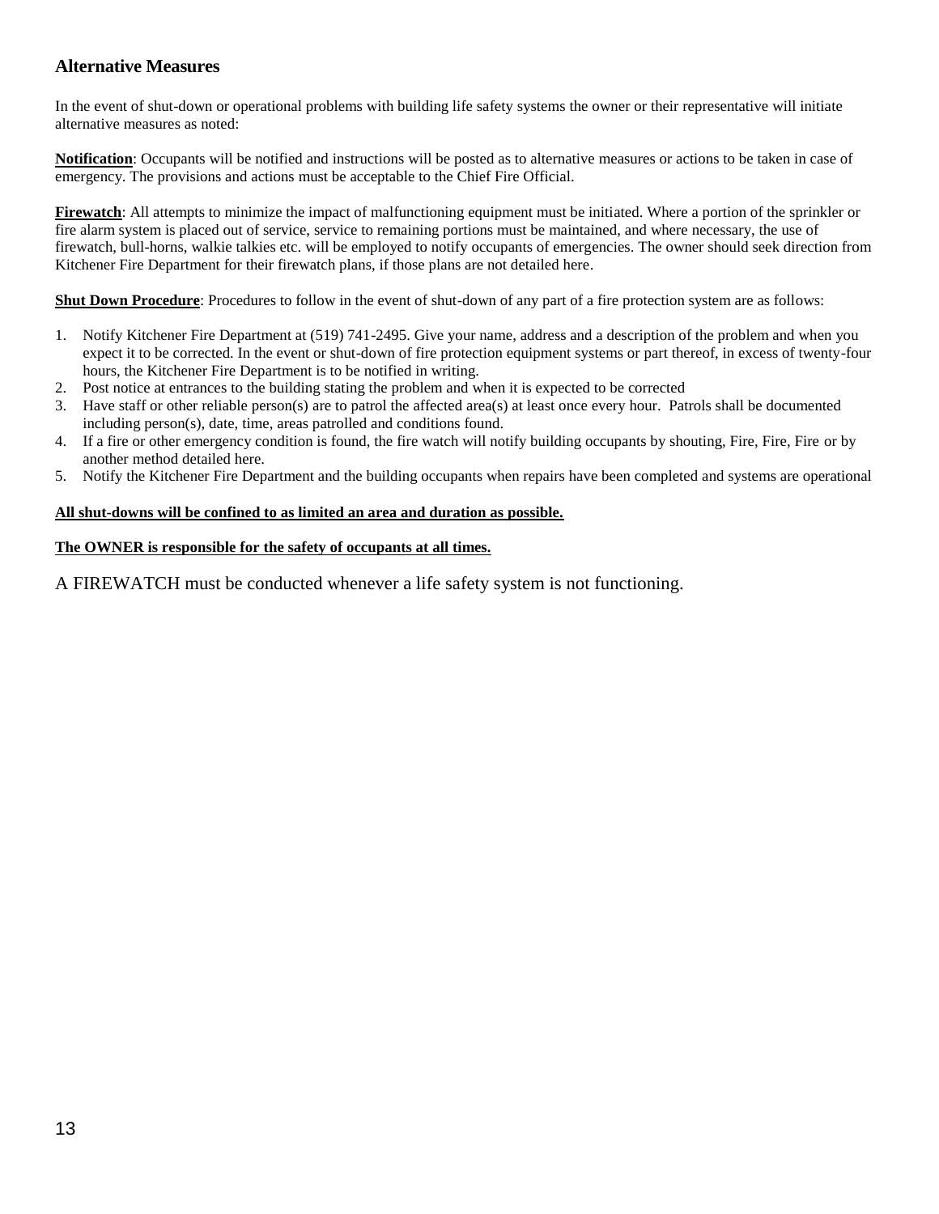## Alternative Measures

In the event of shut-down or operational problems with building life safety systems the owner or their representative will initiate alternative measures as noted:

**Notification**: Occupants will be notified and instructions will be posted as to alternative measures or actions to be taken in case of emergency. The provisions and actions must be acceptable to the Chief Fire Official.

**Firewatch**: All attempts to minimize the impact of malfunctioning equipment must be initiated. Where a portion of the sprinkler or fire alarm system is placed out of service, service to remaining portions must be maintained, and where necessary, the use of firewatch, bull-horns, walkie talkies etc. will be employed to notify occupants of emergencies. The owner should seek direction from Kitchener Fire Department for their firewatch plans, if those plans are not detailed here.

**Shut Down Procedure**: Procedures to follow in the event of shut-down of any part of a fire protection system are as follows:

1. Notify Kitchener Fire Department at (519) 741-2495. Give your name, address and a description of the problem and when you expect it to be corrected. In the event or shut-down of fire protection equipment systems or part thereof, in excess of twenty-four hours, the Kitchener Fire Department is to be notified in writing.
2. Post notice at entrances to the building stating the problem and when it is expected to be corrected
3. Have staff or other reliable person(s) are to patrol the affected area(s) at least once every hour. Patrols shall be documented including person(s), date, time, areas patrolled and conditions found.
4. If a fire or other emergency condition is found, the fire watch will notify building occupants by shouting, Fire, Fire, Fire or by another method detailed here.
5. Notify the Kitchener Fire Department and the building occupants when repairs have been completed and systems are operational

**All shut-downs will be confined to as limited an area and duration as possible.**

**The OWNER is responsible for the safety of occupants at all times.**

A FIREWATCH must be conducted whenever a life safety system is not functioning.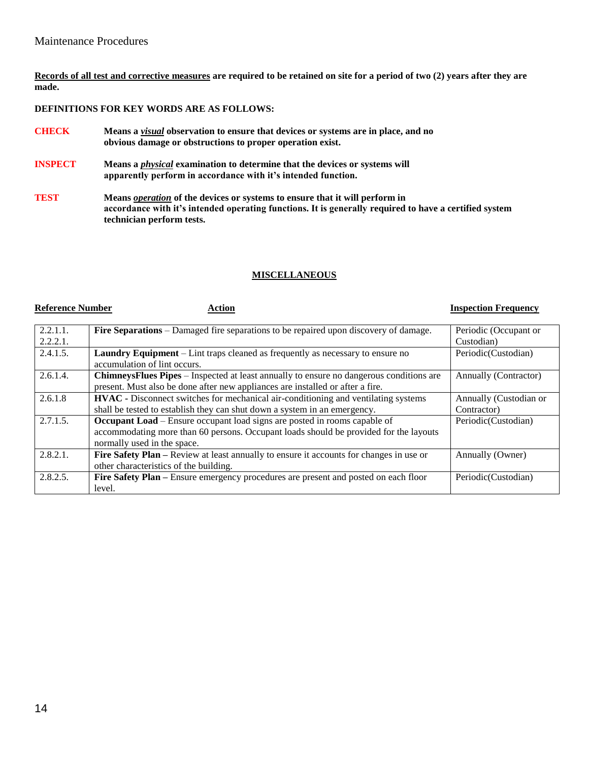Maintenance Procedures

**<u>Records of all test and corrective measures</u> are required to be retained on site for a period of two (2) years after they are made.**

**DEFINITIONS FOR KEY WORDS ARE AS FOLLOWS:**

**CHECK** — **Means a *<u>visual</u>* observation to ensure that devices or systems are in place, and no obvious damage or obstructions to proper operation exist.**

**INSPECT** — **Means a *<u>physical</u>* examination to determine that the devices or systems will apparently perform in accordance with it's intended function.**

**TEST** — **Means *<u>operation</u>* of the devices or systems to ensure that it will perform in accordance with it's intended operating functions. It is generally required to have a certified system technician perform tests.**

## MISCELLANEOUS

| Reference Number | Action | Inspection Frequency |
|---|---|---|
| 2.2.1.1.<br>2.2.2.1. | **Fire Separations** – Damaged fire separations to be repaired upon discovery of damage. | Periodic (Occupant or Custodian) |
| 2.4.1.5. | **Laundry Equipment** – Lint traps cleaned as frequently as necessary to ensure no accumulation of lint occurs. | Periodic(Custodian) |
| 2.6.1.4. | **ChimneysFlues Pipes** – Inspected at least annually to ensure no dangerous conditions are present. Must also be done after new appliances are installed or after a fire. | Annually (Contractor) |
| 2.6.1.8 | **HVAC -** Disconnect switches for mechanical air-conditioning and ventilating systems shall be tested to establish they can shut down a system in an emergency. | Annually (Custodian or Contractor) |
| 2.7.1.5. | **Occupant Load** – Ensure occupant load signs are posted in rooms capable of accommodating more than 60 persons. Occupant loads should be provided for the layouts normally used in the space. | Periodic(Custodian) |
| 2.8.2.1. | **Fire Safety Plan –** Review at least annually to ensure it accounts for changes in use or other characteristics of the building. | Annually (Owner) |
| 2.8.2.5. | **Fire Safety Plan –** Ensure emergency procedures are present and posted on each floor level. | Periodic(Custodian) |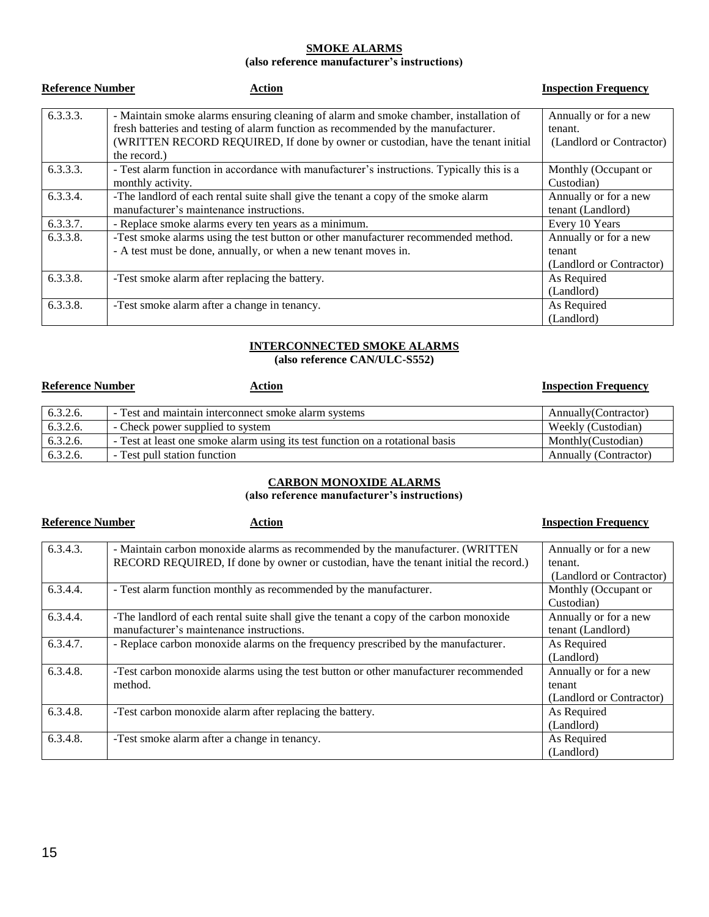## SMOKE ALARMS
**(also reference manufacturer's instructions)**

| Reference Number | Action | Inspection Frequency |
|---|---|---|
| 6.3.3.3. | - Maintain smoke alarms ensuring cleaning of alarm and smoke chamber, installation of fresh batteries and testing of alarm function as recommended by the manufacturer. (WRITTEN RECORD REQUIRED, If done by owner or custodian, have the tenant initial the record.) | Annually or for a new tenant. (Landlord or Contractor) |
| 6.3.3.3. | - Test alarm function in accordance with manufacturer's instructions. Typically this is a monthly activity. | Monthly (Occupant or Custodian) |
| 6.3.3.4. | -The landlord of each rental suite shall give the tenant a copy of the smoke alarm manufacturer's maintenance instructions. | Annually or for a new tenant (Landlord) |
| 6.3.3.7. | - Replace smoke alarms every ten years as a minimum. | Every 10 Years |
| 6.3.3.8. | -Test smoke alarms using the test button or other manufacturer recommended method.<br>- A test must be done, annually, or when a new tenant moves in. | Annually or for a new tenant (Landlord or Contractor) |
| 6.3.3.8. | -Test smoke alarm after replacing the battery. | As Required (Landlord) |
| 6.3.3.8. | -Test smoke alarm after a change in tenancy. | As Required (Landlord) |

## INTERCONNECTED SMOKE ALARMS
**(also reference CAN/ULC-S552)**

| Reference Number | Action | Inspection Frequency |
|---|---|---|
| 6.3.2.6. | - Test and maintain interconnect smoke alarm systems | Annually(Contractor) |
| 6.3.2.6. | - Check power supplied to system | Weekly (Custodian) |
| 6.3.2.6. | - Test at least one smoke alarm using its test function on a rotational basis | Monthly(Custodian) |
| 6.3.2.6. | - Test pull station function | Annually (Contractor) |

## CARBON MONOXIDE ALARMS
**(also reference manufacturer's instructions)**

| Reference Number | Action | Inspection Frequency |
|---|---|---|
| 6.3.4.3. | - Maintain carbon monoxide alarms as recommended by the manufacturer. (WRITTEN RECORD REQUIRED, If done by owner or custodian, have the tenant initial the record.) | Annually or for a new tenant. (Landlord or Contractor) |
| 6.3.4.4. | - Test alarm function monthly as recommended by the manufacturer. | Monthly (Occupant or Custodian) |
| 6.3.4.4. | -The landlord of each rental suite shall give the tenant a copy of the carbon monoxide manufacturer's maintenance instructions. | Annually or for a new tenant (Landlord) |
| 6.3.4.7. | - Replace carbon monoxide alarms on the frequency prescribed by the manufacturer. | As Required (Landlord) |
| 6.3.4.8. | -Test carbon monoxide alarms using the test button or other manufacturer recommended method. | Annually or for a new tenant (Landlord or Contractor) |
| 6.3.4.8. | -Test carbon monoxide alarm after replacing the battery. | As Required (Landlord) |
| 6.3.4.8. | -Test smoke alarm after a change in tenancy. | As Required (Landlord) |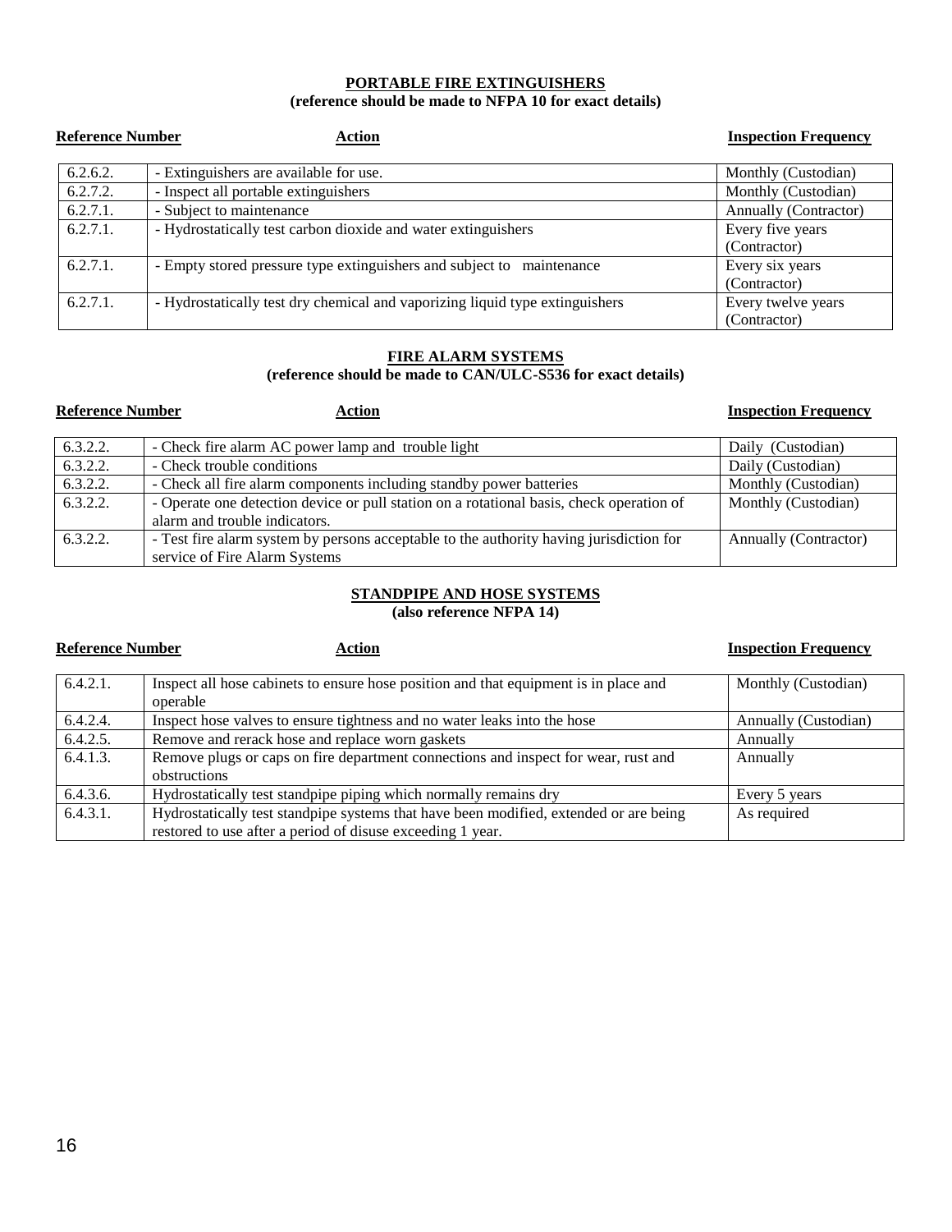**PORTABLE FIRE EXTINGUISHERS**
**(reference should be made to NFPA 10 for exact details)**

| Reference Number | Action | Inspection Frequency |
|---|---|---|
| 6.2.6.2. | - Extinguishers are available for use. | Monthly (Custodian) |
| 6.2.7.2. | - Inspect all portable extinguishers | Monthly (Custodian) |
| 6.2.7.1. | - Subject to maintenance | Annually (Contractor) |
| 6.2.7.1. | - Hydrostatically test carbon dioxide and water extinguishers | Every five years (Contractor) |
| 6.2.7.1. | - Empty stored pressure type extinguishers and subject to maintenance | Every six years (Contractor) |
| 6.2.7.1. | - Hydrostatically test dry chemical and vaporizing liquid type extinguishers | Every twelve years (Contractor) |

**FIRE ALARM SYSTEMS**
**(reference should be made to CAN/ULC-S536 for exact details)**

| Reference Number | Action | Inspection Frequency |
|---|---|---|
| 6.3.2.2. | - Check fire alarm AC power lamp and trouble light | Daily (Custodian) |
| 6.3.2.2. | - Check trouble conditions | Daily (Custodian) |
| 6.3.2.2. | - Check all fire alarm components including standby power batteries | Monthly (Custodian) |
| 6.3.2.2. | - Operate one detection device or pull station on a rotational basis, check operation of alarm and trouble indicators. | Monthly (Custodian) |
| 6.3.2.2. | - Test fire alarm system by persons acceptable to the authority having jurisdiction for service of Fire Alarm Systems | Annually (Contractor) |

**STANDPIPE AND HOSE SYSTEMS**
**(also reference NFPA 14)**

| Reference Number | Action | Inspection Frequency |
|---|---|---|
| 6.4.2.1. | Inspect all hose cabinets to ensure hose position and that equipment is in place and operable | Monthly (Custodian) |
| 6.4.2.4. | Inspect hose valves to ensure tightness and no water leaks into the hose | Annually (Custodian) |
| 6.4.2.5. | Remove and rerack hose and replace worn gaskets | Annually |
| 6.4.1.3. | Remove plugs or caps on fire department connections and inspect for wear, rust and obstructions | Annually |
| 6.4.3.6. | Hydrostatically test standpipe piping which normally remains dry | Every 5 years |
| 6.4.3.1. | Hydrostatically test standpipe systems that have been modified, extended or are being restored to use after a period of disuse exceeding 1 year. | As required |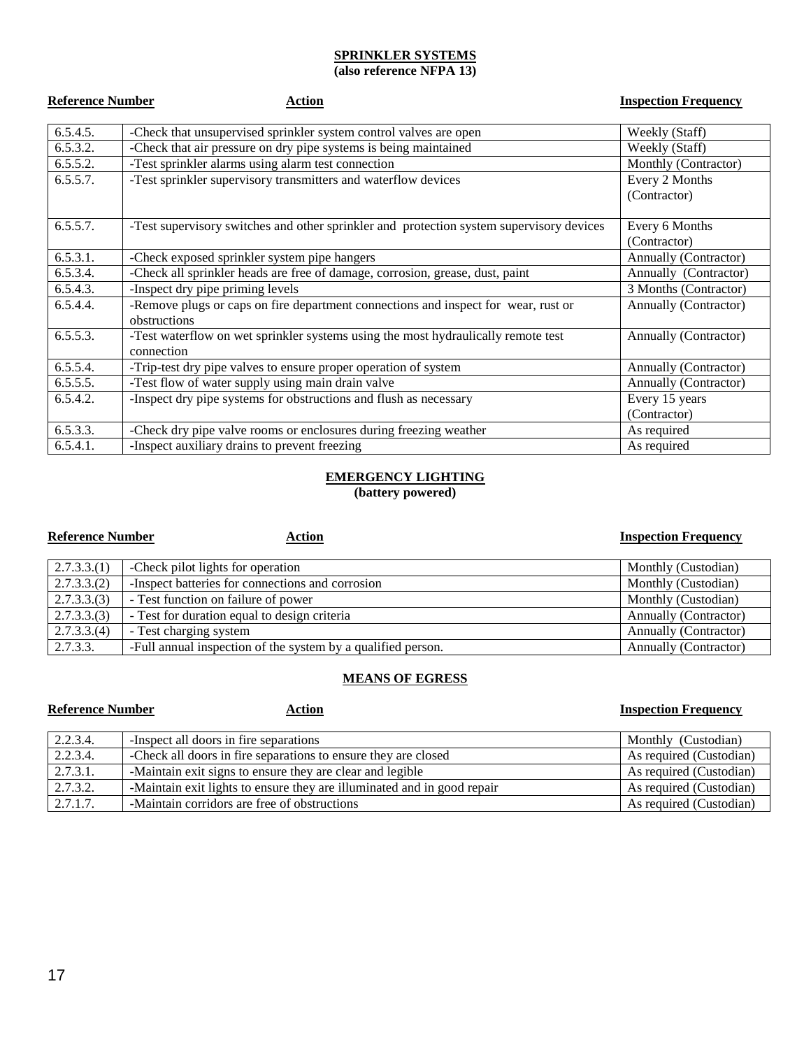## SPRINKLER SYSTEMS
**(also reference NFPA 13)**

| Reference Number | Action | Inspection Frequency |
|---|---|---|
| 6.5.4.5. | -Check that unsupervised sprinkler system control valves are open | Weekly (Staff) |
| 6.5.3.2. | -Check that air pressure on dry pipe systems is being maintained | Weekly (Staff) |
| 6.5.5.2. | -Test sprinkler alarms using alarm test connection | Monthly (Contractor) |
| 6.5.5.7. | -Test sprinkler supervisory transmitters and waterflow devices | Every 2 Months (Contractor) |
| 6.5.5.7. | -Test supervisory switches and other sprinkler and protection system supervisory devices | Every 6 Months (Contractor) |
| 6.5.3.1. | -Check exposed sprinkler system pipe hangers | Annually (Contractor) |
| 6.5.3.4. | -Check all sprinkler heads are free of damage, corrosion, grease, dust, paint | Annually (Contractor) |
| 6.5.4.3. | -Inspect dry pipe priming levels | 3 Months (Contractor) |
| 6.5.4.4. | -Remove plugs or caps on fire department connections and inspect for wear, rust or obstructions | Annually (Contractor) |
| 6.5.5.3. | -Test waterflow on wet sprinkler systems using the most hydraulically remote test connection | Annually (Contractor) |
| 6.5.5.4. | -Trip-test dry pipe valves to ensure proper operation of system | Annually (Contractor) |
| 6.5.5.5. | -Test flow of water supply using main drain valve | Annually (Contractor) |
| 6.5.4.2. | -Inspect dry pipe systems for obstructions and flush as necessary | Every 15 years (Contractor) |
| 6.5.3.3. | -Check dry pipe valve rooms or enclosures during freezing weather | As required |
| 6.5.4.1. | -Inspect auxiliary drains to prevent freezing | As required |

## EMERGENCY LIGHTING
**(battery powered)**

| Reference Number | Action | Inspection Frequency |
|---|---|---|
| 2.7.3.3.(1) | -Check pilot lights for operation | Monthly (Custodian) |
| 2.7.3.3.(2) | -Inspect batteries for connections and corrosion | Monthly (Custodian) |
| 2.7.3.3.(3) | - Test function on failure of power | Monthly (Custodian) |
| 2.7.3.3.(3) | - Test for duration equal to design criteria | Annually (Contractor) |
| 2.7.3.3.(4) | - Test charging system | Annually (Contractor) |
| 2.7.3.3. | -Full annual inspection of the system by a qualified person. | Annually (Contractor) |

## MEANS OF EGRESS

| Reference Number | Action | Inspection Frequency |
|---|---|---|
| 2.2.3.4. | -Inspect all doors in fire separations | Monthly (Custodian) |
| 2.2.3.4. | -Check all doors in fire separations to ensure they are closed | As required (Custodian) |
| 2.7.3.1. | -Maintain exit signs to ensure they are clear and legible | As required (Custodian) |
| 2.7.3.2. | -Maintain exit lights to ensure they are illuminated and in good repair | As required (Custodian) |
| 2.7.1.7. | -Maintain corridors are free of obstructions | As required (Custodian) |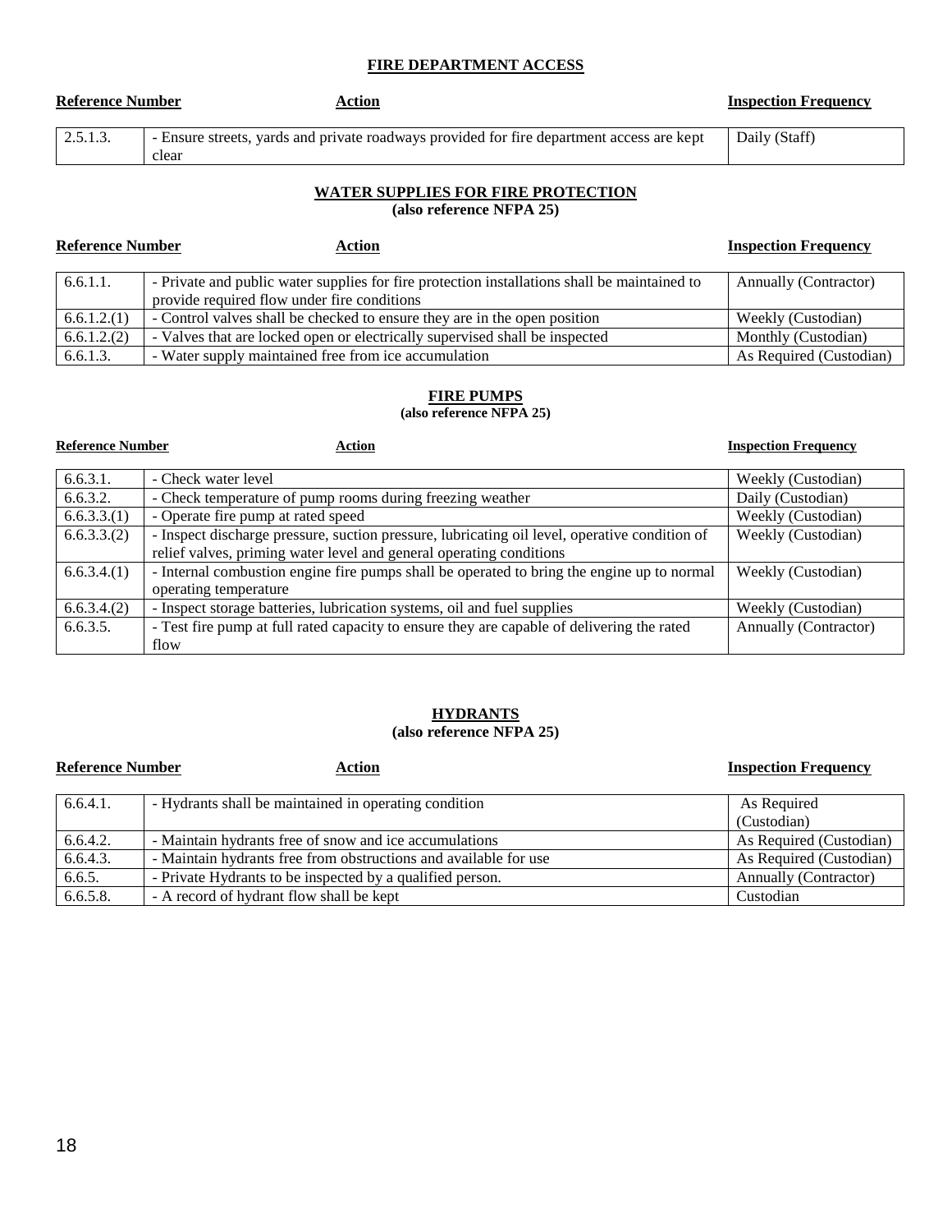## FIRE DEPARTMENT ACCESS

| Reference Number | Action | Inspection Frequency |
|---|---|---|
| 2.5.1.3. | - Ensure streets, yards and private roadways provided for fire department access are kept clear | Daily (Staff) |

## WATER SUPPLIES FOR FIRE PROTECTION
**(also reference NFPA 25)**

| Reference Number | Action | Inspection Frequency |
|---|---|---|
| 6.6.1.1. | - Private and public water supplies for fire protection installations shall be maintained to provide required flow under fire conditions | Annually (Contractor) |
| 6.6.1.2.(1) | - Control valves shall be checked to ensure they are in the open position | Weekly (Custodian) |
| 6.6.1.2.(2) | - Valves that are locked open or electrically supervised shall be inspected | Monthly (Custodian) |
| 6.6.1.3. | - Water supply maintained free from ice accumulation | As Required (Custodian) |

## FIRE PUMPS
**(also reference NFPA 25)**

| Reference Number | Action | Inspection Frequency |
|---|---|---|
| 6.6.3.1. | - Check water level | Weekly (Custodian) |
| 6.6.3.2. | - Check temperature of pump rooms during freezing weather | Daily (Custodian) |
| 6.6.3.3.(1) | - Operate fire pump at rated speed | Weekly (Custodian) |
| 6.6.3.3.(2) | - Inspect discharge pressure, suction pressure, lubricating oil level, operative condition of relief valves, priming water level and general operating conditions | Weekly (Custodian) |
| 6.6.3.4.(1) | - Internal combustion engine fire pumps shall be operated to bring the engine up to normal operating temperature | Weekly (Custodian) |
| 6.6.3.4.(2) | - Inspect storage batteries, lubrication systems, oil and fuel supplies | Weekly (Custodian) |
| 6.6.3.5. | - Test fire pump at full rated capacity to ensure they are capable of delivering the rated flow | Annually (Contractor) |

## HYDRANTS
**(also reference NFPA 25)**

| Reference Number | Action | Inspection Frequency |
|---|---|---|
| 6.6.4.1. | - Hydrants shall be maintained in operating condition | As Required (Custodian) |
| 6.6.4.2. | - Maintain hydrants free of snow and ice accumulations | As Required (Custodian) |
| 6.6.4.3. | - Maintain hydrants free from obstructions and available for use | As Required (Custodian) |
| 6.6.5. | - Private Hydrants to be inspected by a qualified person. | Annually (Contractor) |
| 6.6.5.8. | - A record of hydrant flow shall be kept | Custodian |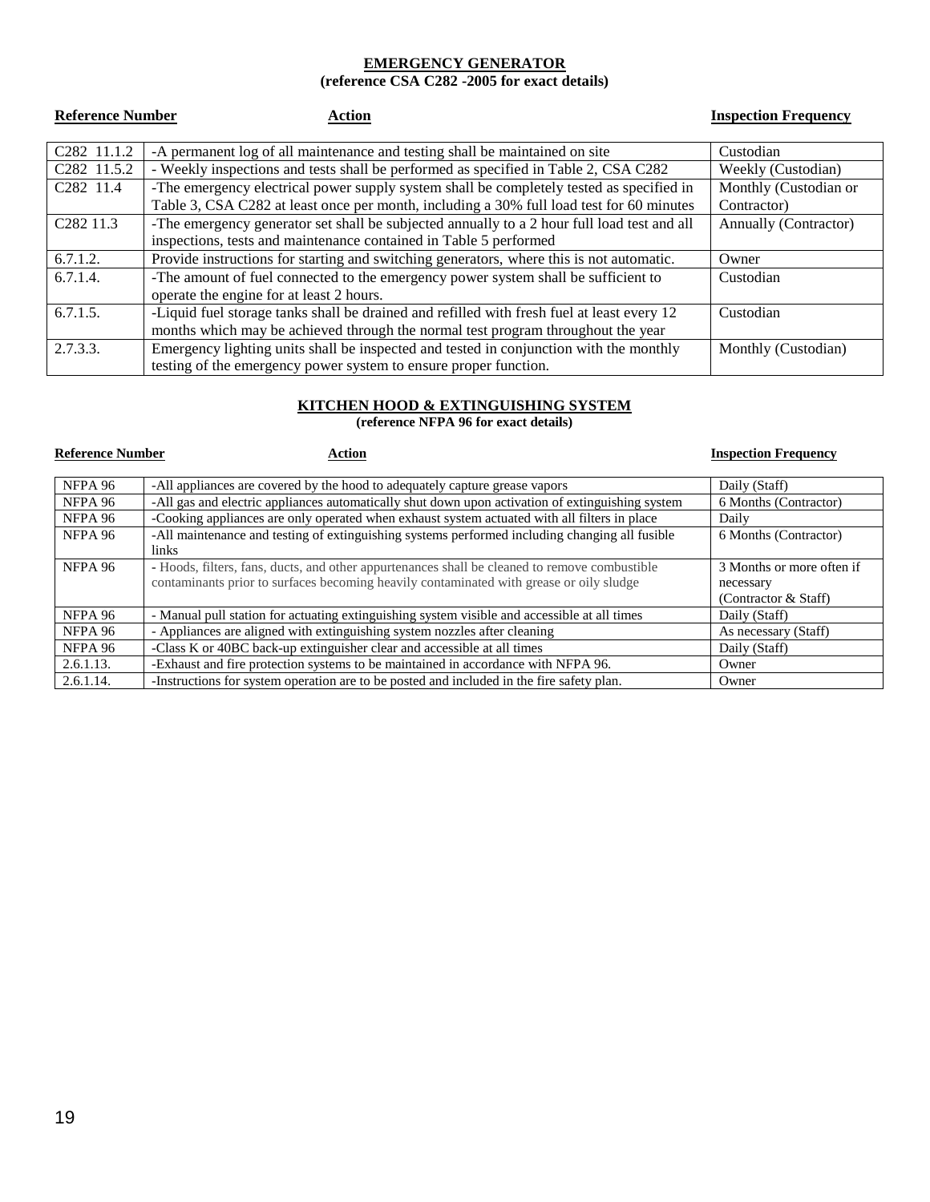## EMERGENCY GENERATOR

**(reference CSA C282 -2005 for exact details)**

| Reference Number | Action | Inspection Frequency |
|---|---|---|
| C282 11.1.2 | -A permanent log of all maintenance and testing shall be maintained on site | Custodian |
| C282 11.5.2 | - Weekly inspections and tests shall be performed as specified in Table 2, CSA C282 | Weekly (Custodian) |
| C282 11.4 | -The emergency electrical power supply system shall be completely tested as specified in Table 3, CSA C282 at least once per month, including a 30% full load test for 60 minutes | Monthly (Custodian or Contractor) |
| C282 11.3 | -The emergency generator set shall be subjected annually to a 2 hour full load test and all inspections, tests and maintenance contained in Table 5 performed | Annually (Contractor) |
| 6.7.1.2. | Provide instructions for starting and switching generators, where this is not automatic. | Owner |
| 6.7.1.4. | -The amount of fuel connected to the emergency power system shall be sufficient to operate the engine for at least 2 hours. | Custodian |
| 6.7.1.5. | -Liquid fuel storage tanks shall be drained and refilled with fresh fuel at least every 12 months which may be achieved through the normal test program throughout the year | Custodian |
| 2.7.3.3. | Emergency lighting units shall be inspected and tested in conjunction with the monthly testing of the emergency power system to ensure proper function. | Monthly (Custodian) |

## KITCHEN HOOD & EXTINGUISHING SYSTEM

**(reference NFPA 96 for exact details)**

| Reference Number | Action | Inspection Frequency |
|---|---|---|
| NFPA 96 | -All appliances are covered by the hood to adequately capture grease vapors | Daily (Staff) |
| NFPA 96 | -All gas and electric appliances automatically shut down upon activation of extinguishing system | 6 Months (Contractor) |
| NFPA 96 | -Cooking appliances are only operated when exhaust system actuated with all filters in place | Daily |
| NFPA 96 | -All maintenance and testing of extinguishing systems performed including changing all fusible links | 6 Months (Contractor) |
| NFPA 96 | - Hoods, filters, fans, ducts, and other appurtenances shall be cleaned to remove combustible contaminants prior to surfaces becoming heavily contaminated with grease or oily sludge | 3 Months or more often if necessary (Contractor & Staff) |
| NFPA 96 | - Manual pull station for actuating extinguishing system visible and accessible at all times | Daily (Staff) |
| NFPA 96 | - Appliances are aligned with extinguishing system nozzles after cleaning | As necessary (Staff) |
| NFPA 96 | -Class K or 40BC back-up extinguisher clear and accessible at all times | Daily (Staff) |
| 2.6.1.13. | -Exhaust and fire protection systems to be maintained in accordance with NFPA 96. | Owner |
| 2.6.1.14. | -Instructions for system operation are to be posted and included in the fire safety plan. | Owner |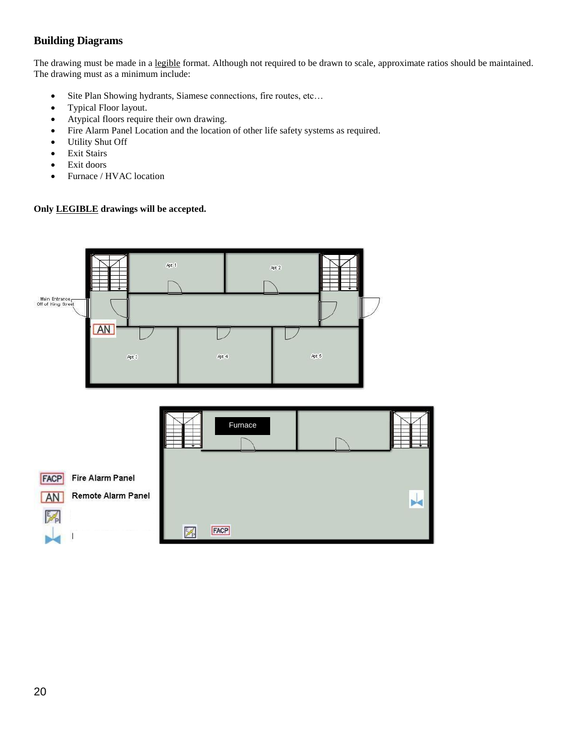### Building Diagrams

The drawing must be made in a legible format. Although not required to be drawn to scale, approximate ratios should be maintained. The drawing must as a minimum include:

- Site Plan Showing hydrants, Siamese connections, fire routes, etc…
- Typical Floor layout.
- Atypical floors require their own drawing.
- Fire Alarm Panel Location and the location of other life safety systems as required.
- Utility Shut Off
- Exit Stairs
- Exit doors
- Furnace / HVAC location

**Only LEGIBLE drawings will be accepted.**

Main Entrance Off of King Street

Apt 1 | Apt 2 | Apt 3 | Apt 4 | Apt 5

AN

Furnace

FACP Fire Alarm Panel

AN Remote Alarm Panel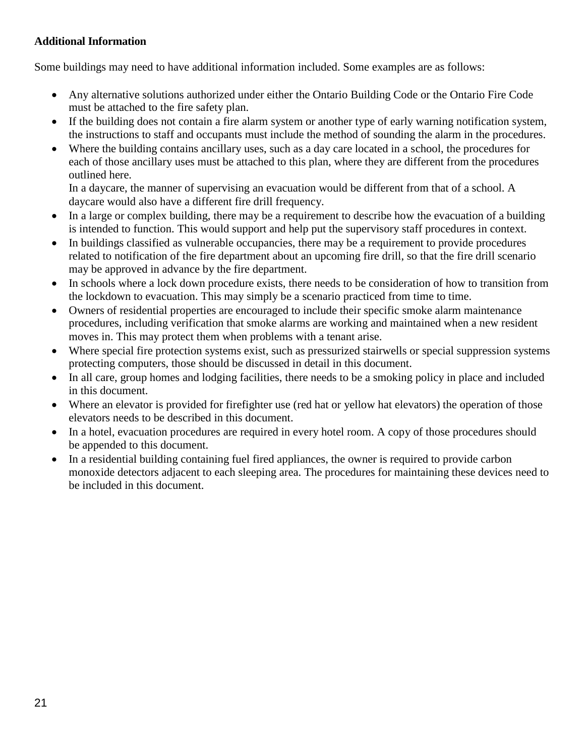**Additional Information**

Some buildings may need to have additional information included. Some examples are as follows:

- Any alternative solutions authorized under either the Ontario Building Code or the Ontario Fire Code must be attached to the fire safety plan.
- If the building does not contain a fire alarm system or another type of early warning notification system, the instructions to staff and occupants must include the method of sounding the alarm in the procedures.
- Where the building contains ancillary uses, such as a day care located in a school, the procedures for each of those ancillary uses must be attached to this plan, where they are different from the procedures outlined here.
  In a daycare, the manner of supervising an evacuation would be different from that of a school. A daycare would also have a different fire drill frequency.
- In a large or complex building, there may be a requirement to describe how the evacuation of a building is intended to function. This would support and help put the supervisory staff procedures in context.
- In buildings classified as vulnerable occupancies, there may be a requirement to provide procedures related to notification of the fire department about an upcoming fire drill, so that the fire drill scenario may be approved in advance by the fire department.
- In schools where a lock down procedure exists, there needs to be consideration of how to transition from the lockdown to evacuation. This may simply be a scenario practiced from time to time.
- Owners of residential properties are encouraged to include their specific smoke alarm maintenance procedures, including verification that smoke alarms are working and maintained when a new resident moves in. This may protect them when problems with a tenant arise.
- Where special fire protection systems exist, such as pressurized stairwells or special suppression systems protecting computers, those should be discussed in detail in this document.
- In all care, group homes and lodging facilities, there needs to be a smoking policy in place and included in this document.
- Where an elevator is provided for firefighter use (red hat or yellow hat elevators) the operation of those elevators needs to be described in this document.
- In a hotel, evacuation procedures are required in every hotel room. A copy of those procedures should be appended to this document.
- In a residential building containing fuel fired appliances, the owner is required to provide carbon monoxide detectors adjacent to each sleeping area. The procedures for maintaining these devices need to be included in this document.